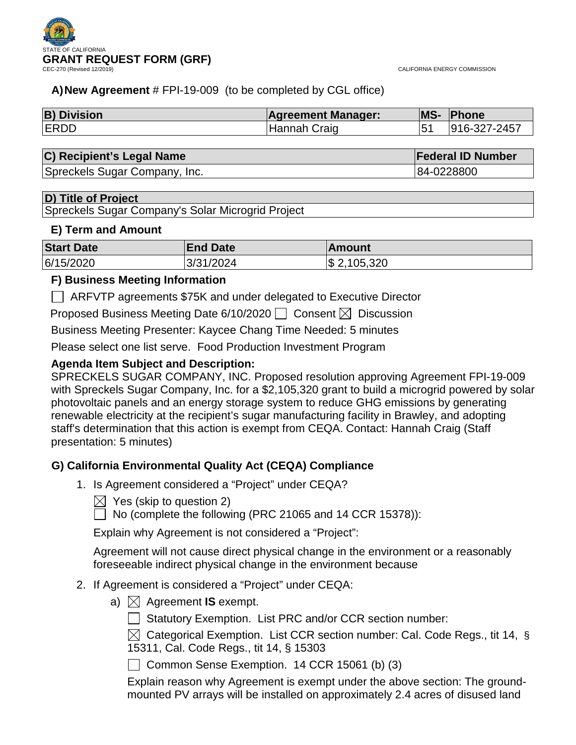STATE OF CALIFORNIA

# GRANT REQUEST FORM (GRF)

CEC-270 (Revised 12/2019)

CALIFORNIA ENERGY COMMISSION

**A) New Agreement** # FPI-19-009 (to be completed by CGL office)

| B) Division | Agreement Manager: | MS- | Phone |
|---|---|---|---|
| ERDD | Hannah Craig | 51 | 916-327-2457 |

| C) Recipient's Legal Name | Federal ID Number |
|---|---|
| Spreckels Sugar Company, Inc. | 84-0228800 |

| D) Title of Project |
|---|
| Spreckels Sugar Company's Solar Microgrid Project |

**E) Term and Amount**

| Start Date | End Date | Amount |
|---|---|---|
| 6/15/2020 | 3/31/2024 | $ 2,105,320 |

**F) Business Meeting Information**

☐ ARFVTP agreements $75K and under delegated to Executive Director

Proposed Business Meeting Date 6/10/2020 ☐ Consent ☒ Discussion

Business Meeting Presenter: Kaycee Chang Time Needed: 5 minutes

Please select one list serve. Food Production Investment Program

**Agenda Item Subject and Description:**

SPRECKELS SUGAR COMPANY, INC. Proposed resolution approving Agreement FPI-19-009 with Spreckels Sugar Company, Inc. for a $2,105,320 grant to build a microgrid powered by solar photovoltaic panels and an energy storage system to reduce GHG emissions by generating renewable electricity at the recipient's sugar manufacturing facility in Brawley, and adopting staff's determination that this action is exempt from CEQA. Contact: Hannah Craig (Staff presentation: 5 minutes)

**G) California Environmental Quality Act (CEQA) Compliance**

1. Is Agreement considered a "Project" under CEQA?

   ☒ Yes (skip to question 2)

   ☐ No (complete the following (PRC 21065 and 14 CCR 15378)):

   Explain why Agreement is not considered a "Project":

   Agreement will not cause direct physical change in the environment or a reasonably foreseeable indirect physical change in the environment because

2. If Agreement is considered a "Project" under CEQA:

   a) ☒ Agreement **IS** exempt.

      ☐ Statutory Exemption. List PRC and/or CCR section number:

      ☒ Categorical Exemption. List CCR section number: Cal. Code Regs., tit 14, § 15311, Cal. Code Regs., tit 14, § 15303

      ☐ Common Sense Exemption. 14 CCR 15061 (b) (3)

      Explain reason why Agreement is exempt under the above section: The ground-mounted PV arrays will be installed on approximately 2.4 acres of disused land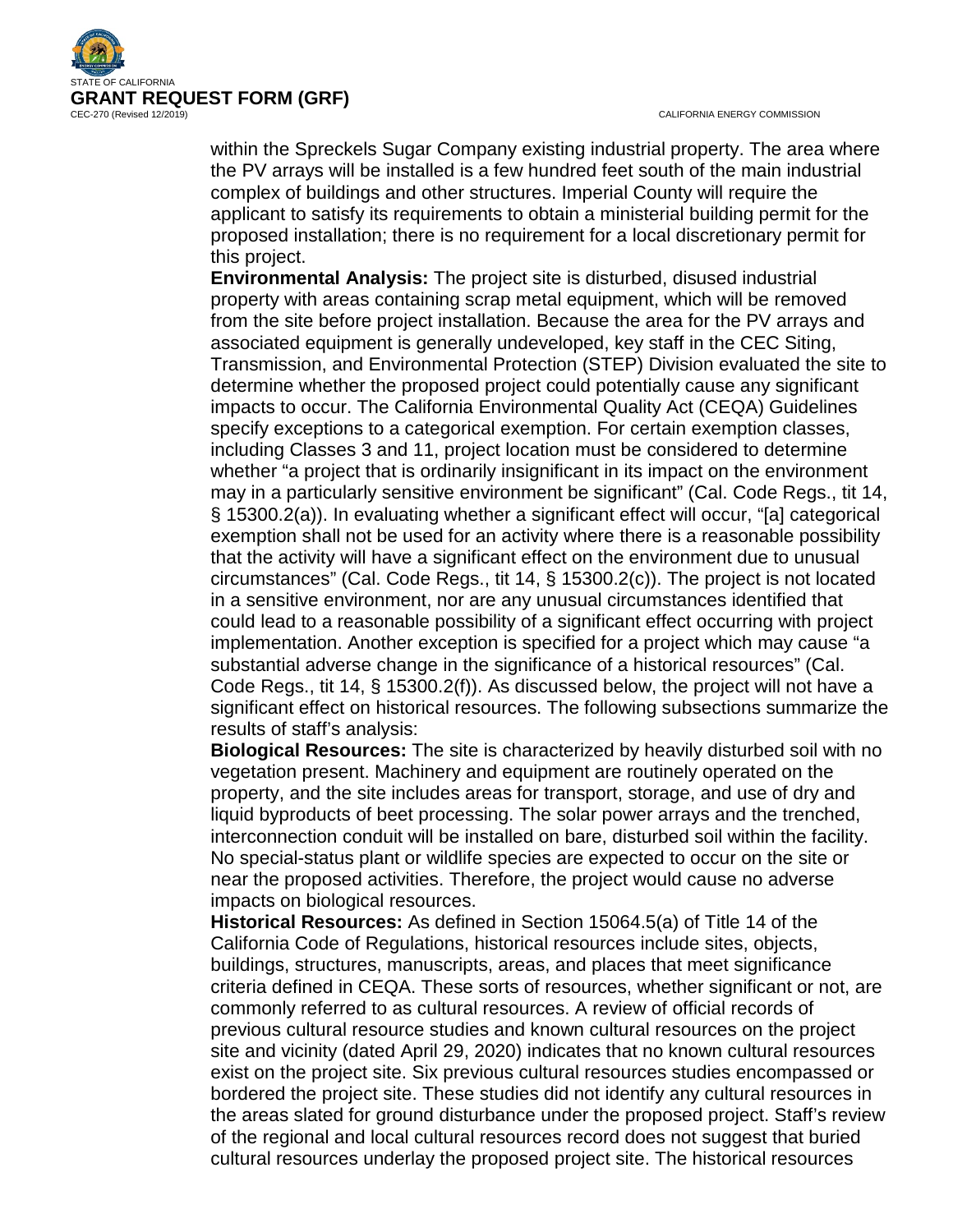within the Spreckels Sugar Company existing industrial property. The area where the PV arrays will be installed is a few hundred feet south of the main industrial complex of buildings and other structures. Imperial County will require the applicant to satisfy its requirements to obtain a ministerial building permit for the proposed installation; there is no requirement for a local discretionary permit for this project.

**Environmental Analysis:** The project site is disturbed, disused industrial property with areas containing scrap metal equipment, which will be removed from the site before project installation. Because the area for the PV arrays and associated equipment is generally undeveloped, key staff in the CEC Siting, Transmission, and Environmental Protection (STEP) Division evaluated the site to determine whether the proposed project could potentially cause any significant impacts to occur. The California Environmental Quality Act (CEQA) Guidelines specify exceptions to a categorical exemption. For certain exemption classes, including Classes 3 and 11, project location must be considered to determine whether "a project that is ordinarily insignificant in its impact on the environment may in a particularly sensitive environment be significant" (Cal. Code Regs., tit 14, § 15300.2(a)). In evaluating whether a significant effect will occur, "[a] categorical exemption shall not be used for an activity where there is a reasonable possibility that the activity will have a significant effect on the environment due to unusual circumstances" (Cal. Code Regs., tit 14, § 15300.2(c)). The project is not located in a sensitive environment, nor are any unusual circumstances identified that could lead to a reasonable possibility of a significant effect occurring with project implementation. Another exception is specified for a project which may cause "a substantial adverse change in the significance of a historical resources" (Cal. Code Regs., tit 14, § 15300.2(f)). As discussed below, the project will not have a significant effect on historical resources. The following subsections summarize the results of staff's analysis:

**Biological Resources:** The site is characterized by heavily disturbed soil with no vegetation present. Machinery and equipment are routinely operated on the property, and the site includes areas for transport, storage, and use of dry and liquid byproducts of beet processing. The solar power arrays and the trenched, interconnection conduit will be installed on bare, disturbed soil within the facility. No special-status plant or wildlife species are expected to occur on the site or near the proposed activities. Therefore, the project would cause no adverse impacts on biological resources.

**Historical Resources:** As defined in Section 15064.5(a) of Title 14 of the California Code of Regulations, historical resources include sites, objects, buildings, structures, manuscripts, areas, and places that meet significance criteria defined in CEQA. These sorts of resources, whether significant or not, are commonly referred to as cultural resources. A review of official records of previous cultural resource studies and known cultural resources on the project site and vicinity (dated April 29, 2020) indicates that no known cultural resources exist on the project site. Six previous cultural resources studies encompassed or bordered the project site. These studies did not identify any cultural resources in the areas slated for ground disturbance under the proposed project. Staff's review of the regional and local cultural resources record does not suggest that buried cultural resources underlay the proposed project site. The historical resources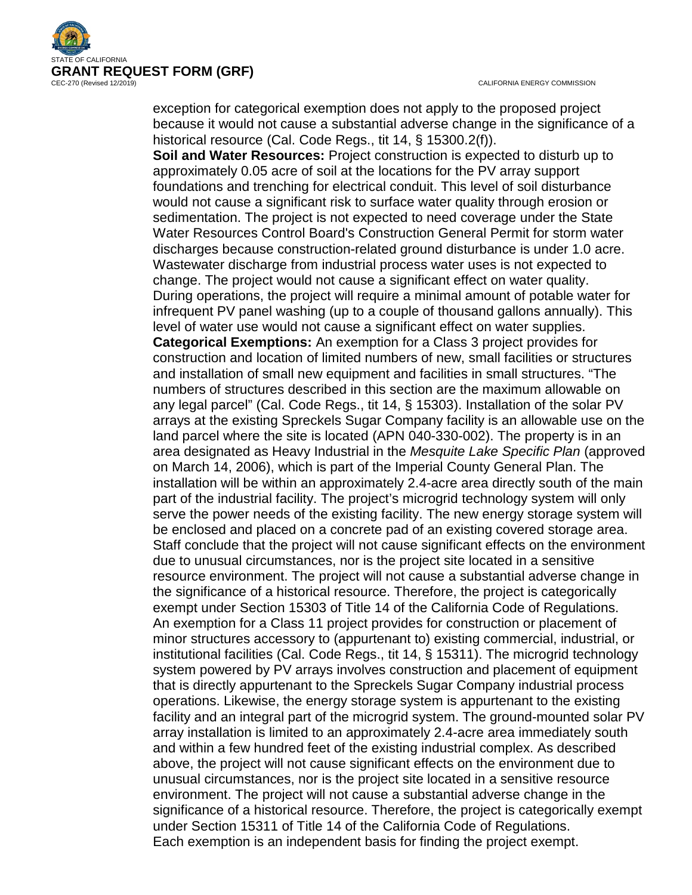exception for categorical exemption does not apply to the proposed project because it would not cause a substantial adverse change in the significance of a historical resource (Cal. Code Regs., tit 14, § 15300.2(f)).

**Soil and Water Resources:** Project construction is expected to disturb up to approximately 0.05 acre of soil at the locations for the PV array support foundations and trenching for electrical conduit. This level of soil disturbance would not cause a significant risk to surface water quality through erosion or sedimentation. The project is not expected to need coverage under the State Water Resources Control Board's Construction General Permit for storm water discharges because construction-related ground disturbance is under 1.0 acre. Wastewater discharge from industrial process water uses is not expected to change. The project would not cause a significant effect on water quality.

During operations, the project will require a minimal amount of potable water for infrequent PV panel washing (up to a couple of thousand gallons annually). This level of water use would not cause a significant effect on water supplies.

**Categorical Exemptions:** An exemption for a Class 3 project provides for construction and location of limited numbers of new, small facilities or structures and installation of small new equipment and facilities in small structures. "The numbers of structures described in this section are the maximum allowable on any legal parcel" (Cal. Code Regs., tit 14, § 15303). Installation of the solar PV arrays at the existing Spreckels Sugar Company facility is an allowable use on the land parcel where the site is located (APN 040-330-002). The property is in an area designated as Heavy Industrial in the *Mesquite Lake Specific Plan* (approved on March 14, 2006), which is part of the Imperial County General Plan. The installation will be within an approximately 2.4-acre area directly south of the main part of the industrial facility. The project's microgrid technology system will only serve the power needs of the existing facility. The new energy storage system will be enclosed and placed on a concrete pad of an existing covered storage area. Staff conclude that the project will not cause significant effects on the environment due to unusual circumstances, nor is the project site located in a sensitive resource environment. The project will not cause a substantial adverse change in the significance of a historical resource. Therefore, the project is categorically exempt under Section 15303 of Title 14 of the California Code of Regulations.

An exemption for a Class 11 project provides for construction or placement of minor structures accessory to (appurtenant to) existing commercial, industrial, or institutional facilities (Cal. Code Regs., tit 14, § 15311). The microgrid technology system powered by PV arrays involves construction and placement of equipment that is directly appurtenant to the Spreckels Sugar Company industrial process operations. Likewise, the energy storage system is appurtenant to the existing facility and an integral part of the microgrid system. The ground-mounted solar PV array installation is limited to an approximately 2.4-acre area immediately south and within a few hundred feet of the existing industrial complex. As described above, the project will not cause significant effects on the environment due to unusual circumstances, nor is the project site located in a sensitive resource environment. The project will not cause a substantial adverse change in the significance of a historical resource. Therefore, the project is categorically exempt under Section 15311 of Title 14 of the California Code of Regulations.

Each exemption is an independent basis for finding the project exempt.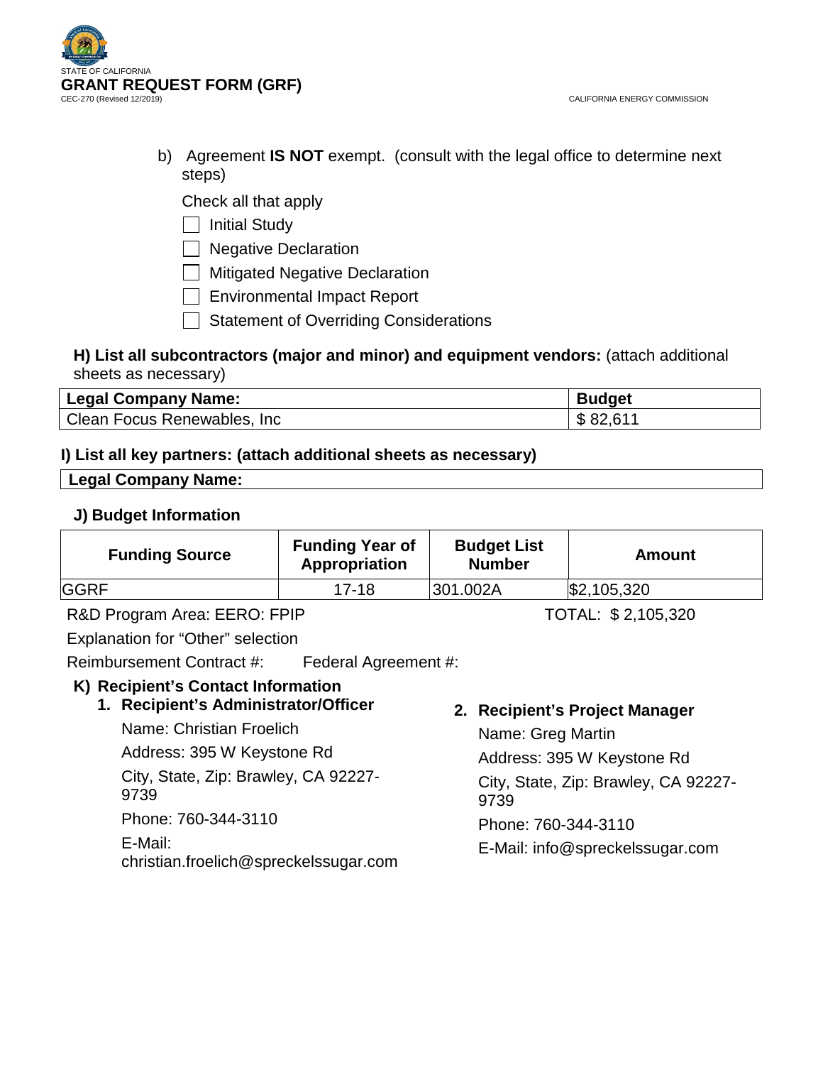b) Agreement **IS NOT** exempt. (consult with the legal office to determine next steps)

Check all that apply

- [ ] Initial Study
- [ ] Negative Declaration
- [ ] Mitigated Negative Declaration
- [ ] Environmental Impact Report
- [ ] Statement of Overriding Considerations

**H) List all subcontractors (major and minor) and equipment vendors:** (attach additional sheets as necessary)

| Legal Company Name: | Budget |
|---|---|
| Clean Focus Renewables, Inc | $ 82,611 |

**I) List all key partners: (attach additional sheets as necessary)**

| Legal Company Name: |
|---|

**J) Budget Information**

| Funding Source | Funding Year of Appropriation | Budget List Number | Amount |
|---|---|---|---|
| GGRF | 17-18 | 301.002A | $2,105,320 |

R&D Program Area: EERO: FPIP TOTAL: $ 2,105,320

Explanation for "Other" selection

Reimbursement Contract #: Federal Agreement #:

**K) Recipient's Contact Information**

**1. Recipient's Administrator/Officer**

Name: Christian Froelich

Address: 395 W Keystone Rd

City, State, Zip: Brawley, CA 92227-9739

Phone: 760-344-3110

E-Mail: christian.froelich@spreckelssugar.com

**2. Recipient's Project Manager**

Name: Greg Martin

Address: 395 W Keystone Rd

City, State, Zip: Brawley, CA 92227-9739

Phone: 760-344-3110

E-Mail: info@spreckelssugar.com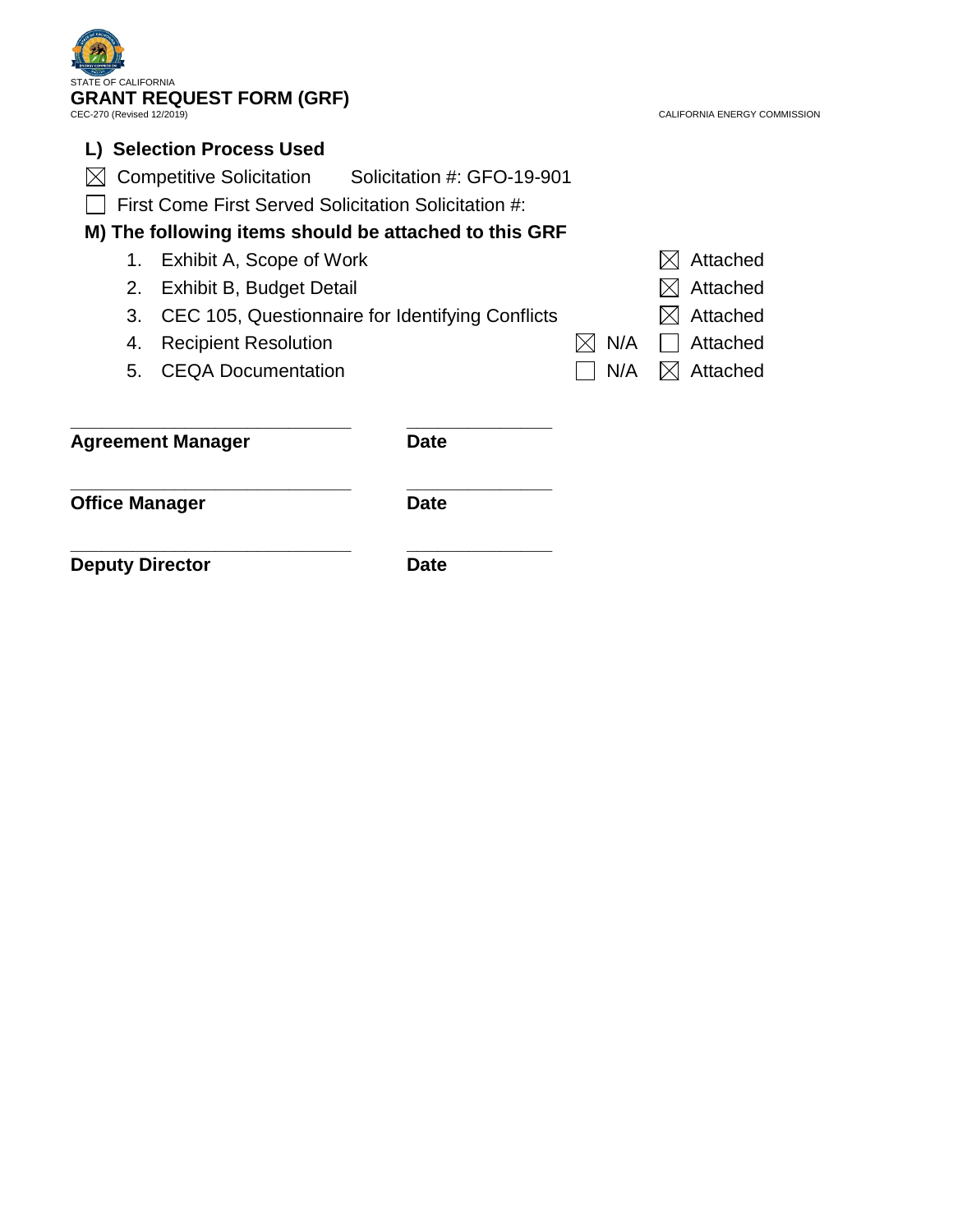STATE OF CALIFORNIA

**GRANT REQUEST FORM (GRF)**

CEC-270 (Revised 12/2019)

CALIFORNIA ENERGY COMMISSION

### L) Selection Process Used

☒ Competitive Solicitation  Solicitation #: GFO-19-901

☐ First Come First Served Solicitation Solicitation #:

### M) The following items should be attached to this GRF

| | Item | N/A | Attached |
|---|---|---|---|
| 1. | Exhibit A, Scope of Work | | ☒ Attached |
| 2. | Exhibit B, Budget Detail | | ☒ Attached |
| 3. | CEC 105, Questionnaire for Identifying Conflicts | | ☒ Attached |
| 4. | Recipient Resolution | ☒ N/A | ☐ Attached |
| 5. | CEQA Documentation | ☐ N/A | ☒ Attached |

\_\_\_\_\_\_\_\_\_\_\_\_\_\_\_\_\_\_\_\_\_\_\_\_\_\_\_\_\_\_ \_\_\_\_\_\_\_\_\_\_\_\_\_\_\_\_

**Agreement Manager** **Date**

\_\_\_\_\_\_\_\_\_\_\_\_\_\_\_\_\_\_\_\_\_\_\_\_\_\_\_\_\_\_ \_\_\_\_\_\_\_\_\_\_\_\_\_\_\_\_

**Office Manager** **Date**

\_\_\_\_\_\_\_\_\_\_\_\_\_\_\_\_\_\_\_\_\_\_\_\_\_\_\_\_\_\_ \_\_\_\_\_\_\_\_\_\_\_\_\_\_\_\_

**Deputy Director** **Date**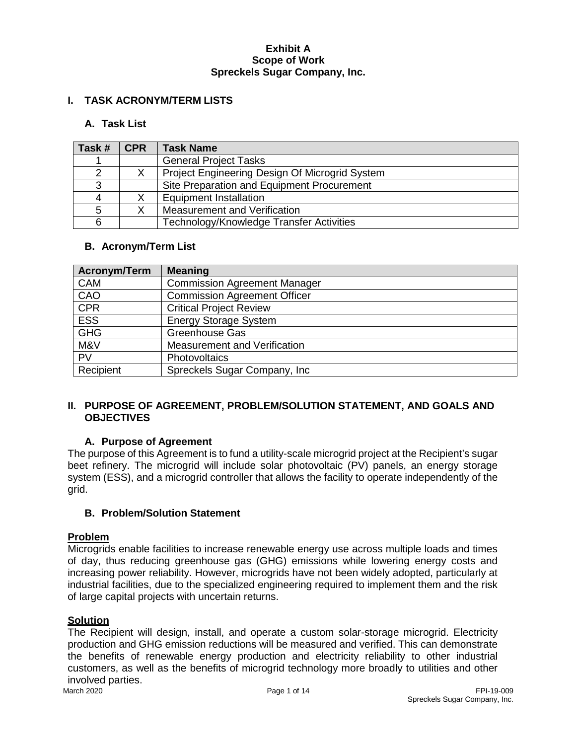**Exhibit A**
**Scope of Work**
**Spreckels Sugar Company, Inc.**

## I. TASK ACRONYM/TERM LISTS

### A. Task List

| Task # | CPR | Task Name |
|---|---|---|
| 1 | | General Project Tasks |
| 2 | X | Project Engineering Design Of Microgrid System |
| 3 | | Site Preparation and Equipment Procurement |
| 4 | X | Equipment Installation |
| 5 | X | Measurement and Verification |
| 6 | | Technology/Knowledge Transfer Activities |

### B. Acronym/Term List

| Acronym/Term | Meaning |
|---|---|
| CAM | Commission Agreement Manager |
| CAO | Commission Agreement Officer |
| CPR | Critical Project Review |
| ESS | Energy Storage System |
| GHG | Greenhouse Gas |
| M&V | Measurement and Verification |
| PV | Photovoltaics |
| Recipient | Spreckels Sugar Company, Inc |

## II. PURPOSE OF AGREEMENT, PROBLEM/SOLUTION STATEMENT, AND GOALS AND OBJECTIVES

### A. Purpose of Agreement

The purpose of this Agreement is to fund a utility-scale microgrid project at the Recipient's sugar beet refinery. The microgrid will include solar photovoltaic (PV) panels, an energy storage system (ESS), and a microgrid controller that allows the facility to operate independently of the grid.

### B. Problem/Solution Statement

**Problem**

Microgrids enable facilities to increase renewable energy use across multiple loads and times of day, thus reducing greenhouse gas (GHG) emissions while lowering energy costs and increasing power reliability. However, microgrids have not been widely adopted, particularly at industrial facilities, due to the specialized engineering required to implement them and the risk of large capital projects with uncertain returns.

**Solution**

The Recipient will design, install, and operate a custom solar-storage microgrid. Electricity production and GHG emission reductions will be measured and verified. This can demonstrate the benefits of renewable energy production and electricity reliability to other industrial customers, as well as the benefits of microgrid technology more broadly to utilities and other involved parties.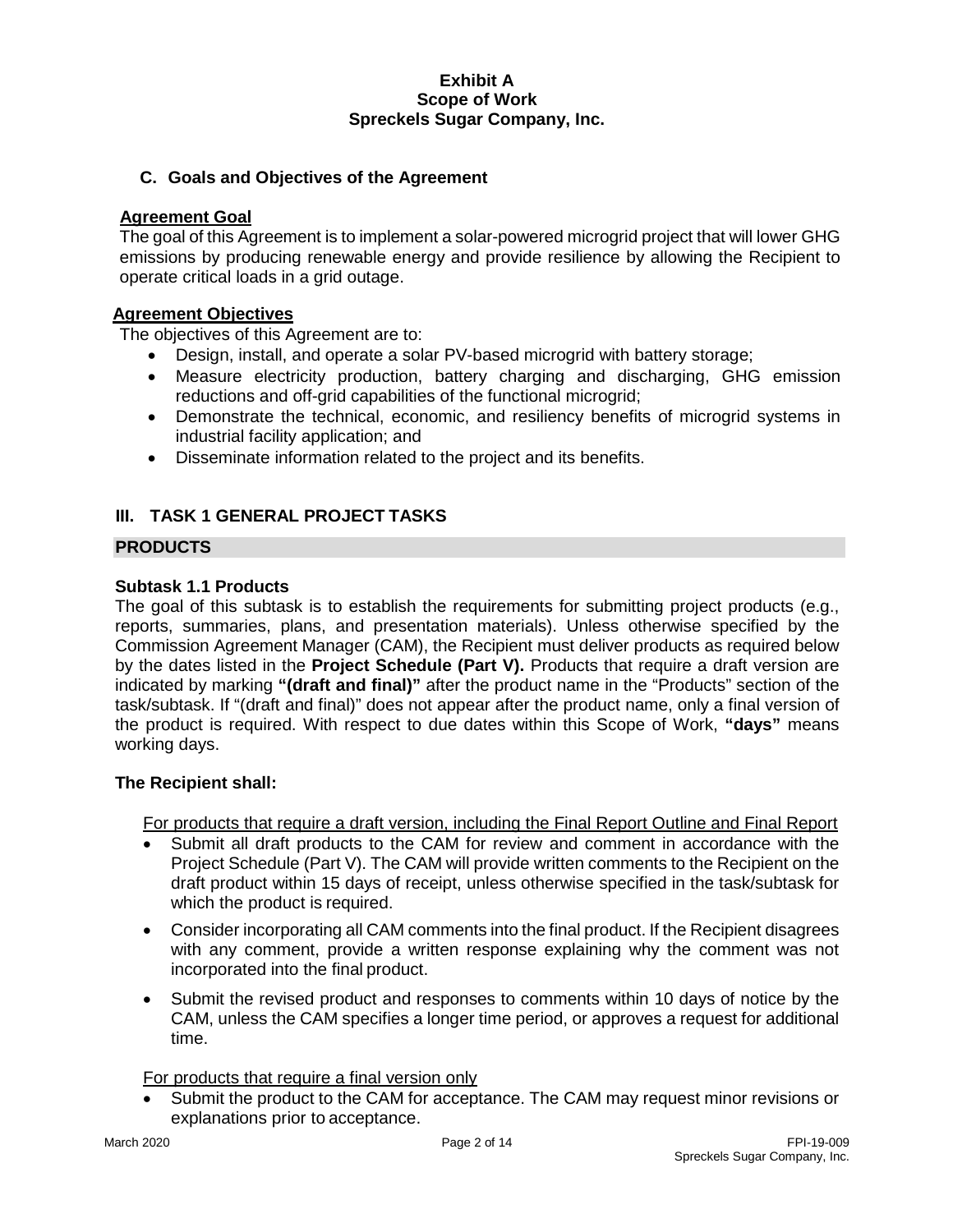**Exhibit A**
**Scope of Work**
**Spreckels Sugar Company, Inc.**

### C. Goals and Objectives of the Agreement

**Agreement Goal**

The goal of this Agreement is to implement a solar-powered microgrid project that will lower GHG emissions by producing renewable energy and provide resilience by allowing the Recipient to operate critical loads in a grid outage.

**Agreement Objectives**

The objectives of this Agreement are to:

- Design, install, and operate a solar PV-based microgrid with battery storage;
- Measure electricity production, battery charging and discharging, GHG emission reductions and off-grid capabilities of the functional microgrid;
- Demonstrate the technical, economic, and resiliency benefits of microgrid systems in industrial facility application; and
- Disseminate information related to the project and its benefits.

## III. TASK 1 GENERAL PROJECT TASKS

### PRODUCTS

**Subtask 1.1 Products**

The goal of this subtask is to establish the requirements for submitting project products (e.g., reports, summaries, plans, and presentation materials). Unless otherwise specified by the Commission Agreement Manager (CAM), the Recipient must deliver products as required below by the dates listed in the **Project Schedule (Part V).** Products that require a draft version are indicated by marking **"(draft and final)"** after the product name in the "Products" section of the task/subtask. If "(draft and final)" does not appear after the product name, only a final version of the product is required. With respect to due dates within this Scope of Work, **"days"** means working days.

**The Recipient shall:**

For products that require a draft version, including the Final Report Outline and Final Report

- Submit all draft products to the CAM for review and comment in accordance with the Project Schedule (Part V). The CAM will provide written comments to the Recipient on the draft product within 15 days of receipt, unless otherwise specified in the task/subtask for which the product is required.
- Consider incorporating all CAM comments into the final product. If the Recipient disagrees with any comment, provide a written response explaining why the comment was not incorporated into the final product.
- Submit the revised product and responses to comments within 10 days of notice by the CAM, unless the CAM specifies a longer time period, or approves a request for additional time.

For products that require a final version only

- Submit the product to the CAM for acceptance. The CAM may request minor revisions or explanations prior to acceptance.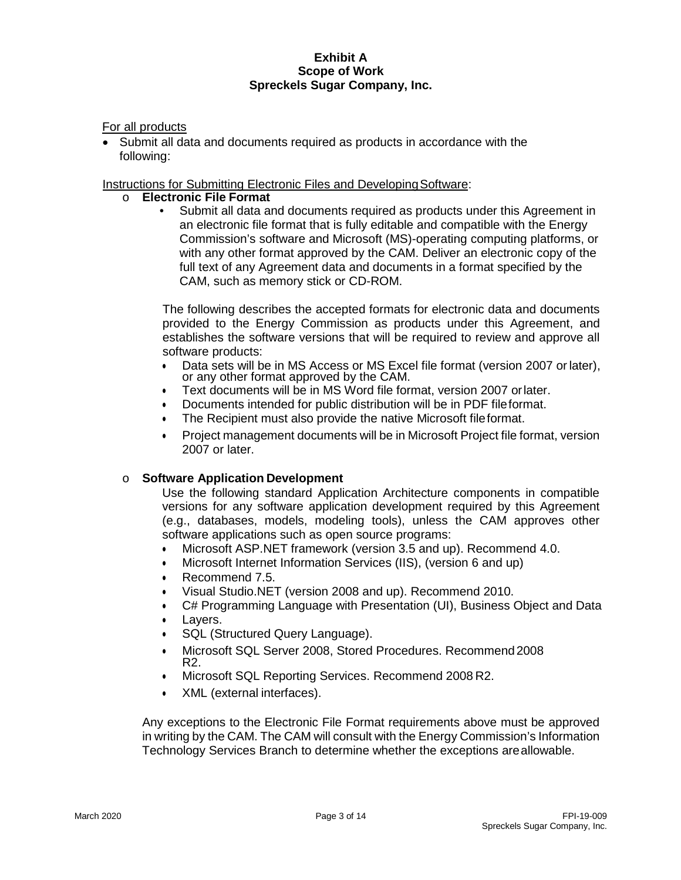**Exhibit A**
**Scope of Work**
**Spreckels Sugar Company, Inc.**

For all products

- Submit all data and documents required as products in accordance with the following:

Instructions for Submitting Electronic Files and Developing Software:

- **Electronic File Format**
  - Submit all data and documents required as products under this Agreement in an electronic file format that is fully editable and compatible with the Energy Commission's software and Microsoft (MS)-operating computing platforms, or with any other format approved by the CAM. Deliver an electronic copy of the full text of any Agreement data and documents in a format specified by the CAM, such as memory stick or CD-ROM.

  The following describes the accepted formats for electronic data and documents provided to the Energy Commission as products under this Agreement, and establishes the software versions that will be required to review and approve all software products:

  - Data sets will be in MS Access or MS Excel file format (version 2007 or later), or any other format approved by the CAM.
  - Text documents will be in MS Word file format, version 2007 or later.
  - Documents intended for public distribution will be in PDF file format.
  - The Recipient must also provide the native Microsoft file format.
  - Project management documents will be in Microsoft Project file format, version 2007 or later.

- **Software Application Development**

  Use the following standard Application Architecture components in compatible versions for any software application development required by this Agreement (e.g., databases, models, modeling tools), unless the CAM approves other software applications such as open source programs:

  - Microsoft ASP.NET framework (version 3.5 and up). Recommend 4.0.
  - Microsoft Internet Information Services (IIS), (version 6 and up)
  - Recommend 7.5.
  - Visual Studio.NET (version 2008 and up). Recommend 2010.
  - C# Programming Language with Presentation (UI), Business Object and Data
  - Layers.
  - SQL (Structured Query Language).
  - Microsoft SQL Server 2008, Stored Procedures. Recommend 2008 R2.
  - Microsoft SQL Reporting Services. Recommend 2008 R2.
  - XML (external interfaces).

  Any exceptions to the Electronic File Format requirements above must be approved in writing by the CAM. The CAM will consult with the Energy Commission's Information Technology Services Branch to determine whether the exceptions are allowable.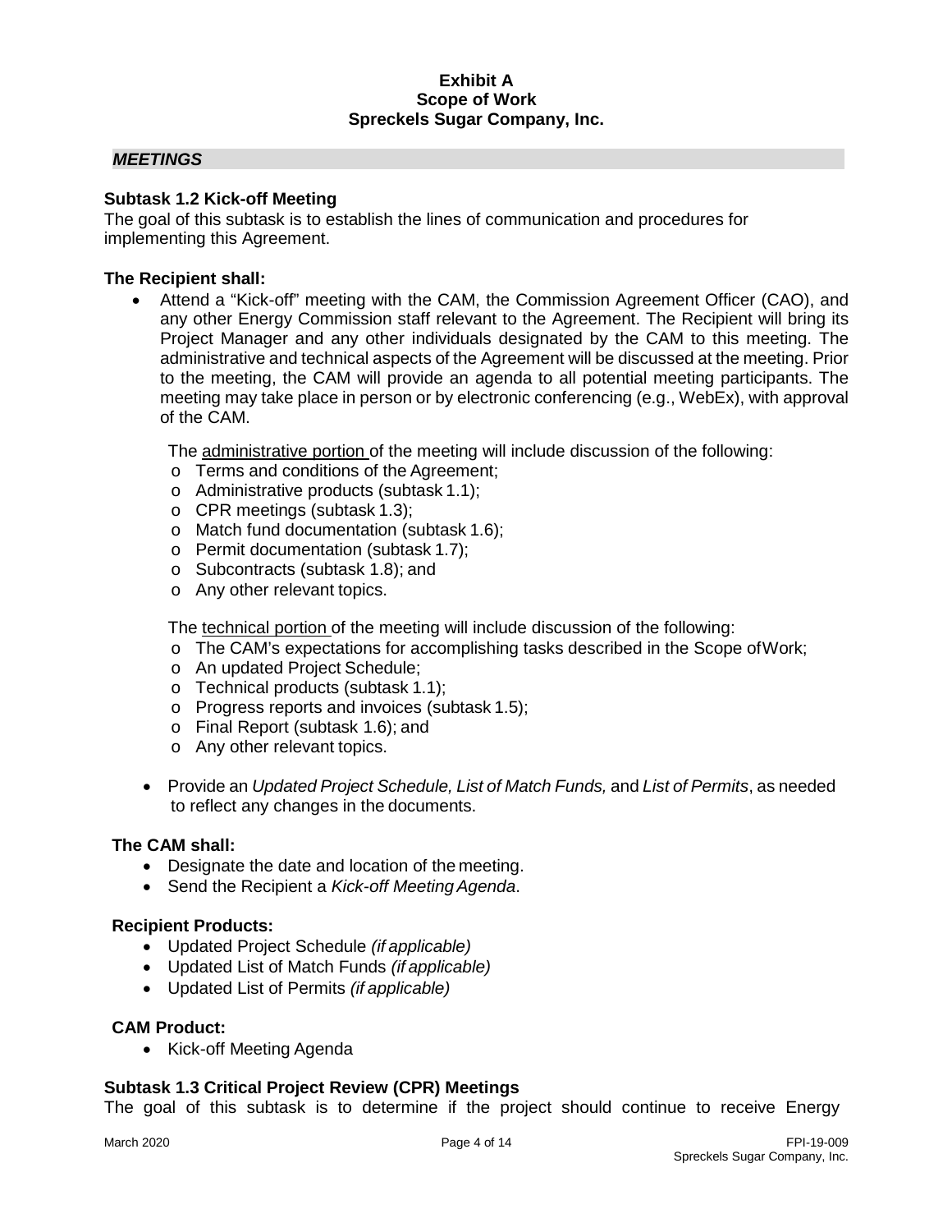## *MEETINGS*

### Subtask 1.2 Kick-off Meeting

The goal of this subtask is to establish the lines of communication and procedures for implementing this Agreement.

**The Recipient shall:**

- Attend a "Kick-off" meeting with the CAM, the Commission Agreement Officer (CAO), and any other Energy Commission staff relevant to the Agreement. The Recipient will bring its Project Manager and any other individuals designated by the CAM to this meeting. The administrative and technical aspects of the Agreement will be discussed at the meeting. Prior to the meeting, the CAM will provide an agenda to all potential meeting participants. The meeting may take place in person or by electronic conferencing (e.g., WebEx), with approval of the CAM.

  The administrative portion of the meeting will include discussion of the following:
  - Terms and conditions of the Agreement;
  - Administrative products (subtask 1.1);
  - CPR meetings (subtask 1.3);
  - Match fund documentation (subtask 1.6);
  - Permit documentation (subtask 1.7);
  - Subcontracts (subtask 1.8); and
  - Any other relevant topics.

  The technical portion of the meeting will include discussion of the following:
  - The CAM's expectations for accomplishing tasks described in the Scope ofWork;
  - An updated Project Schedule;
  - Technical products (subtask 1.1);
  - Progress reports and invoices (subtask 1.5);
  - Final Report (subtask 1.6); and
  - Any other relevant topics.

- Provide an *Updated Project Schedule, List of Match Funds,* and *List of Permits*, as needed to reflect any changes in the documents.

**The CAM shall:**

- Designate the date and location of the meeting.
- Send the Recipient a *Kick-off Meeting Agenda*.

**Recipient Products:**

- Updated Project Schedule *(if applicable)*
- Updated List of Match Funds *(if applicable)*
- Updated List of Permits *(if applicable)*

**CAM Product:**

- Kick-off Meeting Agenda

### Subtask 1.3 Critical Project Review (CPR) Meetings

The goal of this subtask is to determine if the project should continue to receive Energy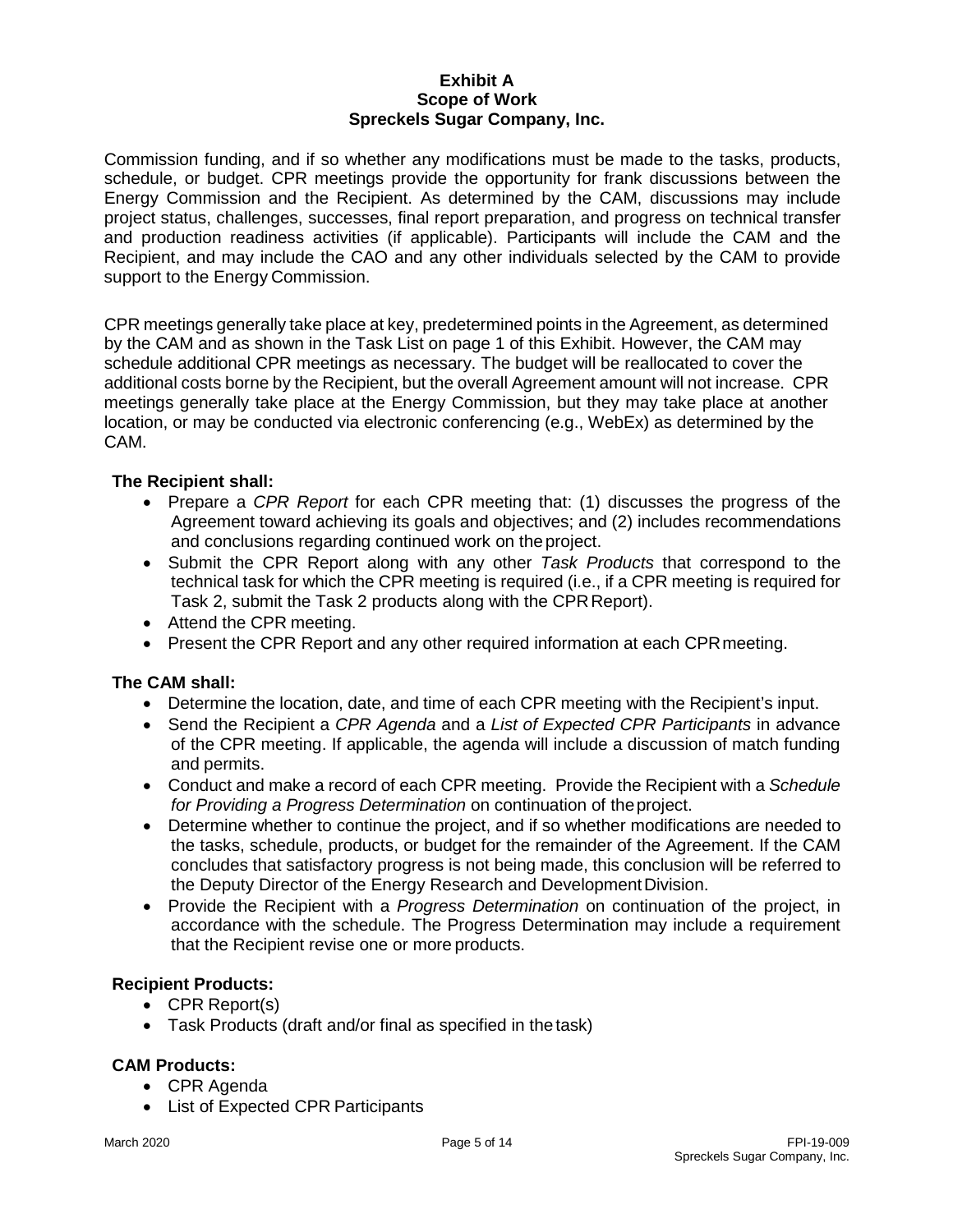Commission funding, and if so whether any modifications must be made to the tasks, products, schedule, or budget. CPR meetings provide the opportunity for frank discussions between the Energy Commission and the Recipient. As determined by the CAM, discussions may include project status, challenges, successes, final report preparation, and progress on technical transfer and production readiness activities (if applicable). Participants will include the CAM and the Recipient, and may include the CAO and any other individuals selected by the CAM to provide support to the Energy Commission.

CPR meetings generally take place at key, predetermined points in the Agreement, as determined by the CAM and as shown in the Task List on page 1 of this Exhibit. However, the CAM may schedule additional CPR meetings as necessary. The budget will be reallocated to cover the additional costs borne by the Recipient, but the overall Agreement amount will not increase. CPR meetings generally take place at the Energy Commission, but they may take place at another location, or may be conducted via electronic conferencing (e.g., WebEx) as determined by the CAM.

**The Recipient shall:**

- Prepare a *CPR Report* for each CPR meeting that: (1) discusses the progress of the Agreement toward achieving its goals and objectives; and (2) includes recommendations and conclusions regarding continued work on the project.
- Submit the CPR Report along with any other *Task Products* that correspond to the technical task for which the CPR meeting is required (i.e., if a CPR meeting is required for Task 2, submit the Task 2 products along with the CPR Report).
- Attend the CPR meeting.
- Present the CPR Report and any other required information at each CPR meeting.

**The CAM shall:**

- Determine the location, date, and time of each CPR meeting with the Recipient's input.
- Send the Recipient a *CPR Agenda* and a *List of Expected CPR Participants* in advance of the CPR meeting. If applicable, the agenda will include a discussion of match funding and permits.
- Conduct and make a record of each CPR meeting. Provide the Recipient with a *Schedule for Providing a Progress Determination* on continuation of the project.
- Determine whether to continue the project, and if so whether modifications are needed to the tasks, schedule, products, or budget for the remainder of the Agreement. If the CAM concludes that satisfactory progress is not being made, this conclusion will be referred to the Deputy Director of the Energy Research and Development Division.
- Provide the Recipient with a *Progress Determination* on continuation of the project, in accordance with the schedule. The Progress Determination may include a requirement that the Recipient revise one or more products.

**Recipient Products:**

- CPR Report(s)
- Task Products (draft and/or final as specified in the task)

**CAM Products:**

- CPR Agenda
- List of Expected CPR Participants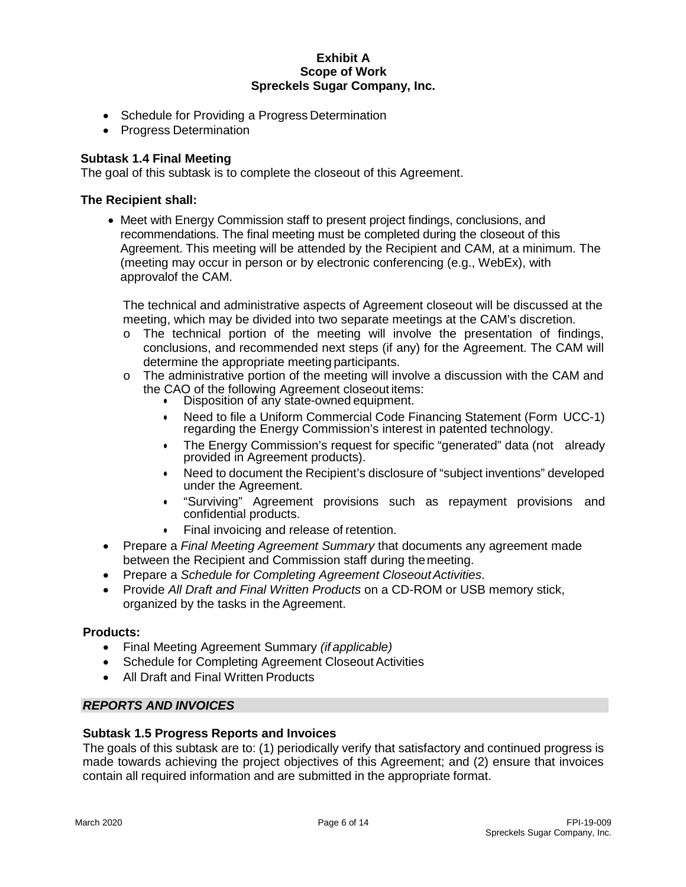- Schedule for Providing a Progress Determination
- Progress Determination

**Subtask 1.4 Final Meeting**

The goal of this subtask is to complete the closeout of this Agreement.

**The Recipient shall:**

- Meet with Energy Commission staff to present project findings, conclusions, and recommendations. The final meeting must be completed during the closeout of this Agreement. This meeting will be attended by the Recipient and CAM, at a minimum. The (meeting may occur in person or by electronic conferencing (e.g., WebEx), with approvalof the CAM.

  The technical and administrative aspects of Agreement closeout will be discussed at the meeting, which may be divided into two separate meetings at the CAM's discretion.
  - o The technical portion of the meeting will involve the presentation of findings, conclusions, and recommended next steps (if any) for the Agreement. The CAM will determine the appropriate meeting participants.
  - o The administrative portion of the meeting will involve a discussion with the CAM and the CAO of the following Agreement closeout items:
    - Disposition of any state-owned equipment.
    - Need to file a Uniform Commercial Code Financing Statement (Form UCC-1) regarding the Energy Commission's interest in patented technology.
    - The Energy Commission's request for specific "generated" data (not already provided in Agreement products).
    - Need to document the Recipient's disclosure of "subject inventions" developed under the Agreement.
    - "Surviving" Agreement provisions such as repayment provisions and confidential products.
    - Final invoicing and release of retention.
- Prepare a *Final Meeting Agreement Summary* that documents any agreement made between the Recipient and Commission staff during the meeting.
- Prepare a *Schedule for Completing Agreement Closeout Activities*.
- Provide *All Draft and Final Written Products* on a CD-ROM or USB memory stick, organized by the tasks in the Agreement.

**Products:**

- Final Meeting Agreement Summary *(if applicable)*
- Schedule for Completing Agreement Closeout Activities
- All Draft and Final Written Products

***REPORTS AND INVOICES***

**Subtask 1.5 Progress Reports and Invoices**

The goals of this subtask are to: (1) periodically verify that satisfactory and continued progress is made towards achieving the project objectives of this Agreement; and (2) ensure that invoices contain all required information and are submitted in the appropriate format.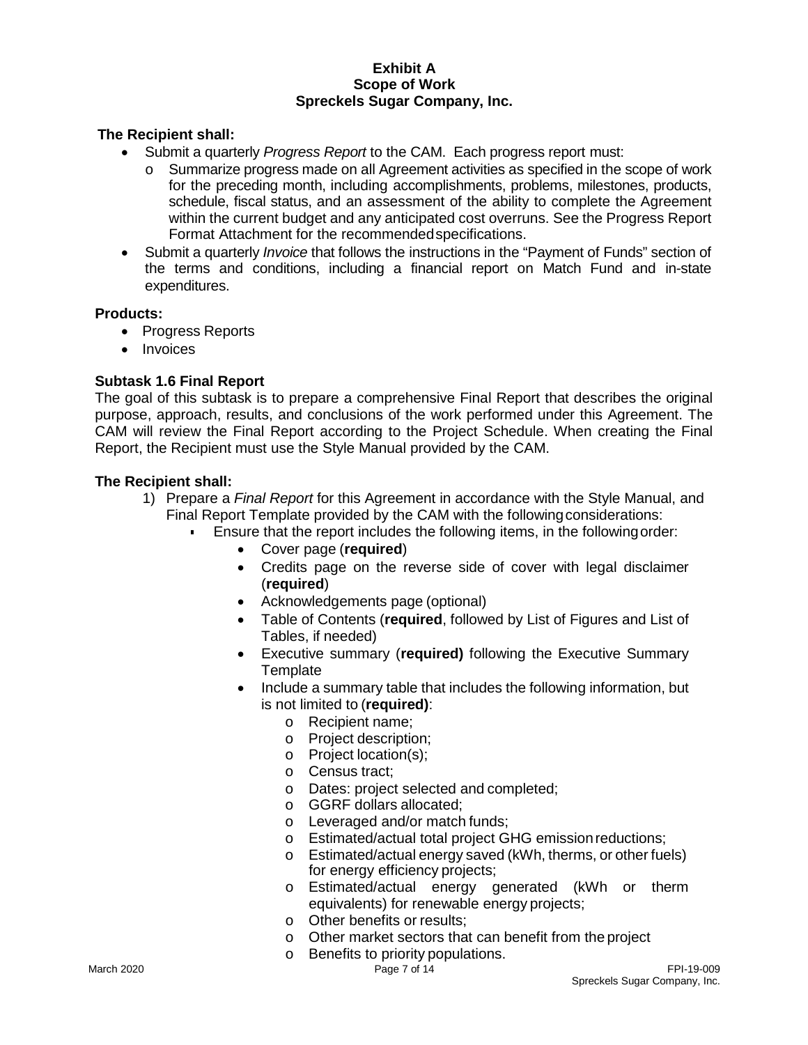**Exhibit A**
**Scope of Work**
**Spreckels Sugar Company, Inc.**

**The Recipient shall:**

- Submit a quarterly *Progress Report* to the CAM. Each progress report must:
  - Summarize progress made on all Agreement activities as specified in the scope of work for the preceding month, including accomplishments, problems, milestones, products, schedule, fiscal status, and an assessment of the ability to complete the Agreement within the current budget and any anticipated cost overruns. See the Progress Report Format Attachment for the recommended specifications.
- Submit a quarterly *Invoice* that follows the instructions in the "Payment of Funds" section of the terms and conditions, including a financial report on Match Fund and in-state expenditures.

**Products:**

- Progress Reports
- Invoices

**Subtask 1.6 Final Report**

The goal of this subtask is to prepare a comprehensive Final Report that describes the original purpose, approach, results, and conclusions of the work performed under this Agreement. The CAM will review the Final Report according to the Project Schedule. When creating the Final Report, the Recipient must use the Style Manual provided by the CAM.

**The Recipient shall:**

1) Prepare a *Final Report* for this Agreement in accordance with the Style Manual, and Final Report Template provided by the CAM with the following considerations:
   - Ensure that the report includes the following items, in the following order:
     - Cover page (**required**)
     - Credits page on the reverse side of cover with legal disclaimer (**required**)
     - Acknowledgements page (optional)
     - Table of Contents (**required**, followed by List of Figures and List of Tables, if needed)
     - Executive summary (**required)** following the Executive Summary Template
     - Include a summary table that includes the following information, but is not limited to (**required)**:
       - Recipient name;
       - Project description;
       - Project location(s);
       - Census tract;
       - Dates: project selected and completed;
       - GGRF dollars allocated;
       - Leveraged and/or match funds;
       - Estimated/actual total project GHG emission reductions;
       - Estimated/actual energy saved (kWh, therms, or other fuels) for energy efficiency projects;
       - Estimated/actual energy generated (kWh or therm equivalents) for renewable energy projects;
       - Other benefits or results;
       - Other market sectors that can benefit from the project
       - Benefits to priority populations.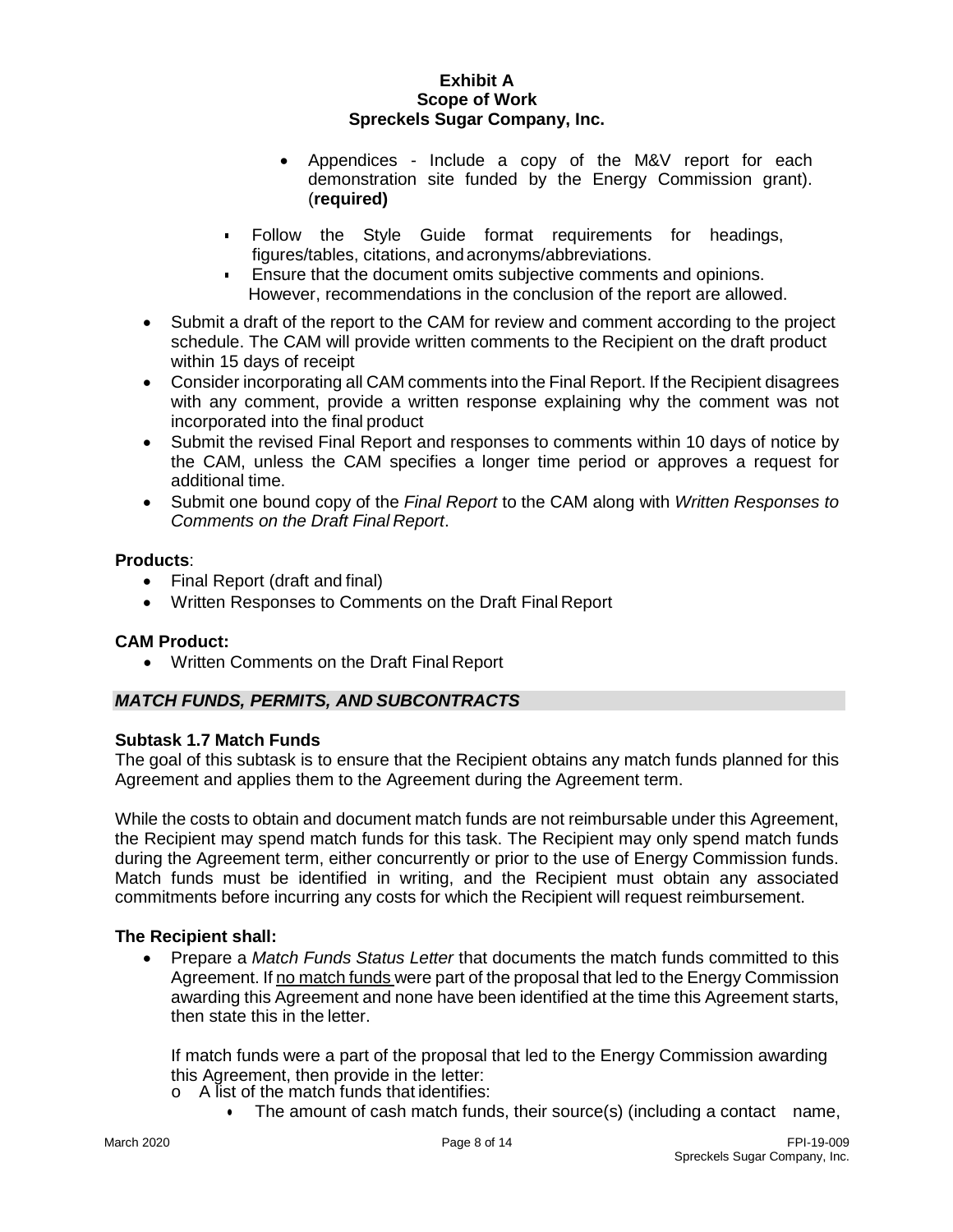- Appendices - Include a copy of the M&V report for each demonstration site funded by the Energy Commission grant). (**required)**
  - Follow the Style Guide format requirements for headings, figures/tables, citations, and acronyms/abbreviations.
  - Ensure that the document omits subjective comments and opinions. However, recommendations in the conclusion of the report are allowed.
- Submit a draft of the report to the CAM for review and comment according to the project schedule. The CAM will provide written comments to the Recipient on the draft product within 15 days of receipt
- Consider incorporating all CAM comments into the Final Report. If the Recipient disagrees with any comment, provide a written response explaining why the comment was not incorporated into the final product
- Submit the revised Final Report and responses to comments within 10 days of notice by the CAM, unless the CAM specifies a longer time period or approves a request for additional time.
- Submit one bound copy of the *Final Report* to the CAM along with *Written Responses to Comments on the Draft Final Report*.

**Products**:

- Final Report (draft and final)
- Written Responses to Comments on the Draft Final Report

**CAM Product:**

- Written Comments on the Draft Final Report

***MATCH FUNDS, PERMITS, AND SUBCONTRACTS***

**Subtask 1.7 Match Funds**

The goal of this subtask is to ensure that the Recipient obtains any match funds planned for this Agreement and applies them to the Agreement during the Agreement term.

While the costs to obtain and document match funds are not reimbursable under this Agreement, the Recipient may spend match funds for this task. The Recipient may only spend match funds during the Agreement term, either concurrently or prior to the use of Energy Commission funds. Match funds must be identified in writing, and the Recipient must obtain any associated commitments before incurring any costs for which the Recipient will request reimbursement.

**The Recipient shall:**

- Prepare a *Match Funds Status Letter* that documents the match funds committed to this Agreement. If no match funds were part of the proposal that led to the Energy Commission awarding this Agreement and none have been identified at the time this Agreement starts, then state this in the letter.

  If match funds were a part of the proposal that led to the Energy Commission awarding this Agreement, then provide in the letter:

  - A list of the match funds that identifies:
    - The amount of cash match funds, their source(s) (including a contact name,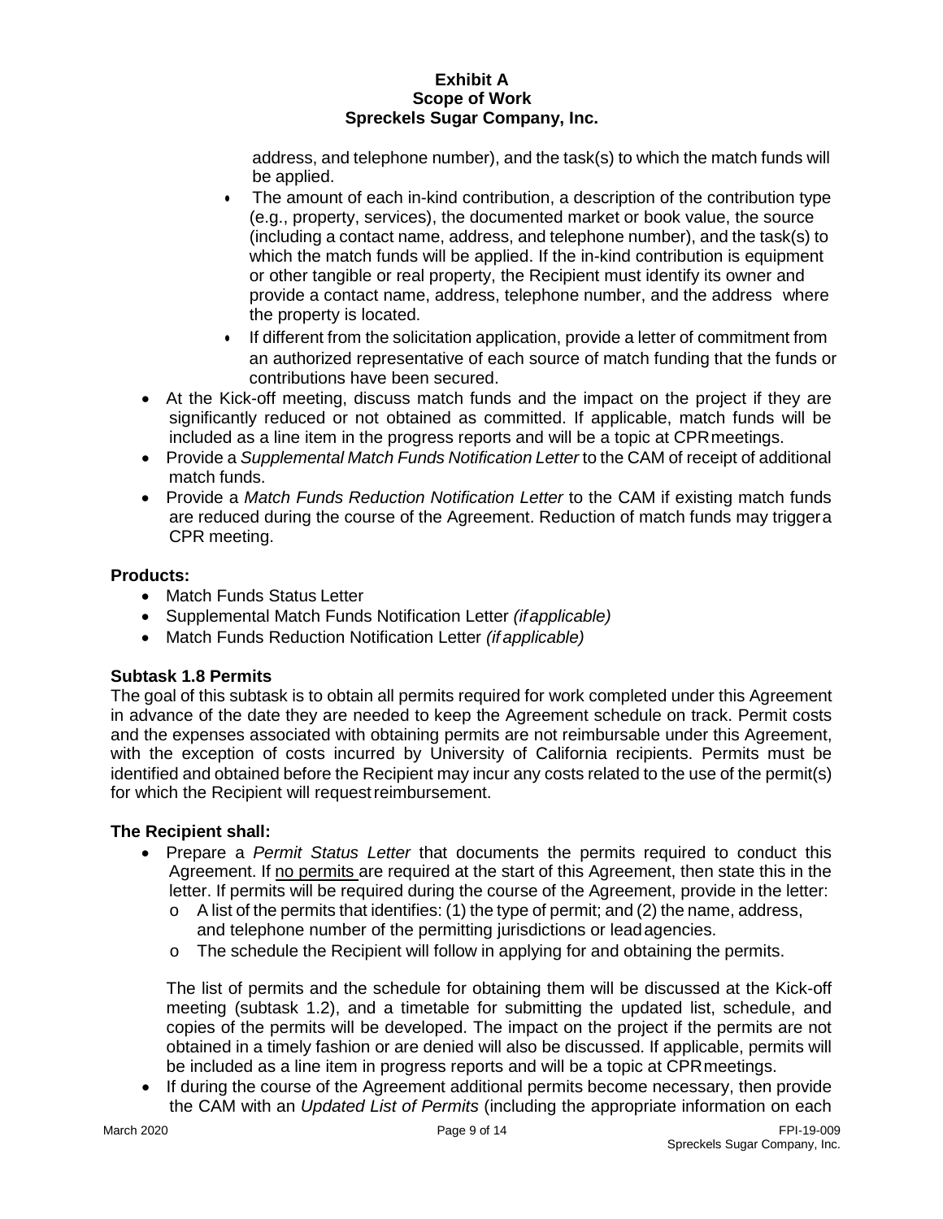address, and telephone number), and the task(s) to which the match funds will be applied.
    - The amount of each in-kind contribution, a description of the contribution type (e.g., property, services), the documented market or book value, the source (including a contact name, address, and telephone number), and the task(s) to which the match funds will be applied. If the in-kind contribution is equipment or other tangible or real property, the Recipient must identify its owner and provide a contact name, address, telephone number, and the address where the property is located.
    - If different from the solicitation application, provide a letter of commitment from an authorized representative of each source of match funding that the funds or contributions have been secured.
- At the Kick-off meeting, discuss match funds and the impact on the project if they are significantly reduced or not obtained as committed. If applicable, match funds will be included as a line item in the progress reports and will be a topic at CPR meetings.
- Provide a *Supplemental Match Funds Notification Letter* to the CAM of receipt of additional match funds.
- Provide a *Match Funds Reduction Notification Letter* to the CAM if existing match funds are reduced during the course of the Agreement. Reduction of match funds may trigger a CPR meeting.

**Products:**

- Match Funds Status Letter
- Supplemental Match Funds Notification Letter *(if applicable)*
- Match Funds Reduction Notification Letter *(if applicable)*

**Subtask 1.8 Permits**

The goal of this subtask is to obtain all permits required for work completed under this Agreement in advance of the date they are needed to keep the Agreement schedule on track. Permit costs and the expenses associated with obtaining permits are not reimbursable under this Agreement, with the exception of costs incurred by University of California recipients. Permits must be identified and obtained before the Recipient may incur any costs related to the use of the permit(s) for which the Recipient will request reimbursement.

**The Recipient shall:**

- Prepare a *Permit Status Letter* that documents the permits required to conduct this Agreement. If no permits are required at the start of this Agreement, then state this in the letter. If permits will be required during the course of the Agreement, provide in the letter:
    - A list of the permits that identifies: (1) the type of permit; and (2) the name, address, and telephone number of the permitting jurisdictions or lead agencies.
    - The schedule the Recipient will follow in applying for and obtaining the permits.

  The list of permits and the schedule for obtaining them will be discussed at the Kick-off meeting (subtask 1.2), and a timetable for submitting the updated list, schedule, and copies of the permits will be developed. The impact on the project if the permits are not obtained in a timely fashion or are denied will also be discussed. If applicable, permits will be included as a line item in progress reports and will be a topic at CPR meetings.
- If during the course of the Agreement additional permits become necessary, then provide the CAM with an *Updated List of Permits* (including the appropriate information on each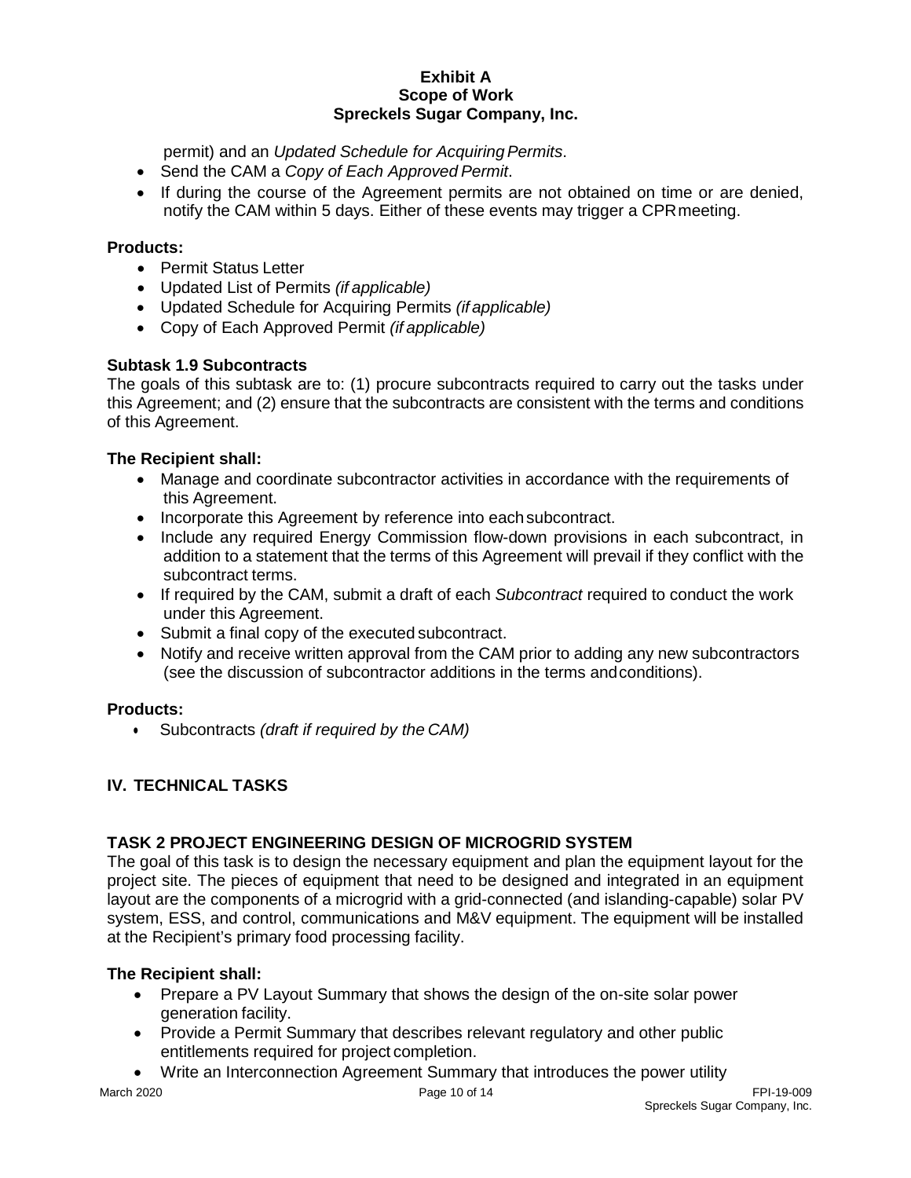permit) and an *Updated Schedule for Acquiring Permits*.

- Send the CAM a *Copy of Each Approved Permit*.
- If during the course of the Agreement permits are not obtained on time or are denied, notify the CAM within 5 days. Either of these events may trigger a CPR meeting.

**Products:**

- Permit Status Letter
- Updated List of Permits *(if applicable)*
- Updated Schedule for Acquiring Permits *(if applicable)*
- Copy of Each Approved Permit *(if applicable)*

### Subtask 1.9 Subcontracts

The goals of this subtask are to: (1) procure subcontracts required to carry out the tasks under this Agreement; and (2) ensure that the subcontracts are consistent with the terms and conditions of this Agreement.

**The Recipient shall:**

- Manage and coordinate subcontractor activities in accordance with the requirements of this Agreement.
- Incorporate this Agreement by reference into each subcontract.
- Include any required Energy Commission flow-down provisions in each subcontract, in addition to a statement that the terms of this Agreement will prevail if they conflict with the subcontract terms.
- If required by the CAM, submit a draft of each *Subcontract* required to conduct the work under this Agreement.
- Submit a final copy of the executed subcontract.
- Notify and receive written approval from the CAM prior to adding any new subcontractors (see the discussion of subcontractor additions in the terms and conditions).

**Products:**

- Subcontracts *(draft if required by the CAM)*

## IV. TECHNICAL TASKS

### TASK 2 PROJECT ENGINEERING DESIGN OF MICROGRID SYSTEM

The goal of this task is to design the necessary equipment and plan the equipment layout for the project site. The pieces of equipment that need to be designed and integrated in an equipment layout are the components of a microgrid with a grid-connected (and islanding-capable) solar PV system, ESS, and control, communications and M&V equipment. The equipment will be installed at the Recipient's primary food processing facility.

**The Recipient shall:**

- Prepare a PV Layout Summary that shows the design of the on-site solar power generation facility.
- Provide a Permit Summary that describes relevant regulatory and other public entitlements required for project completion.
- Write an Interconnection Agreement Summary that introduces the power utility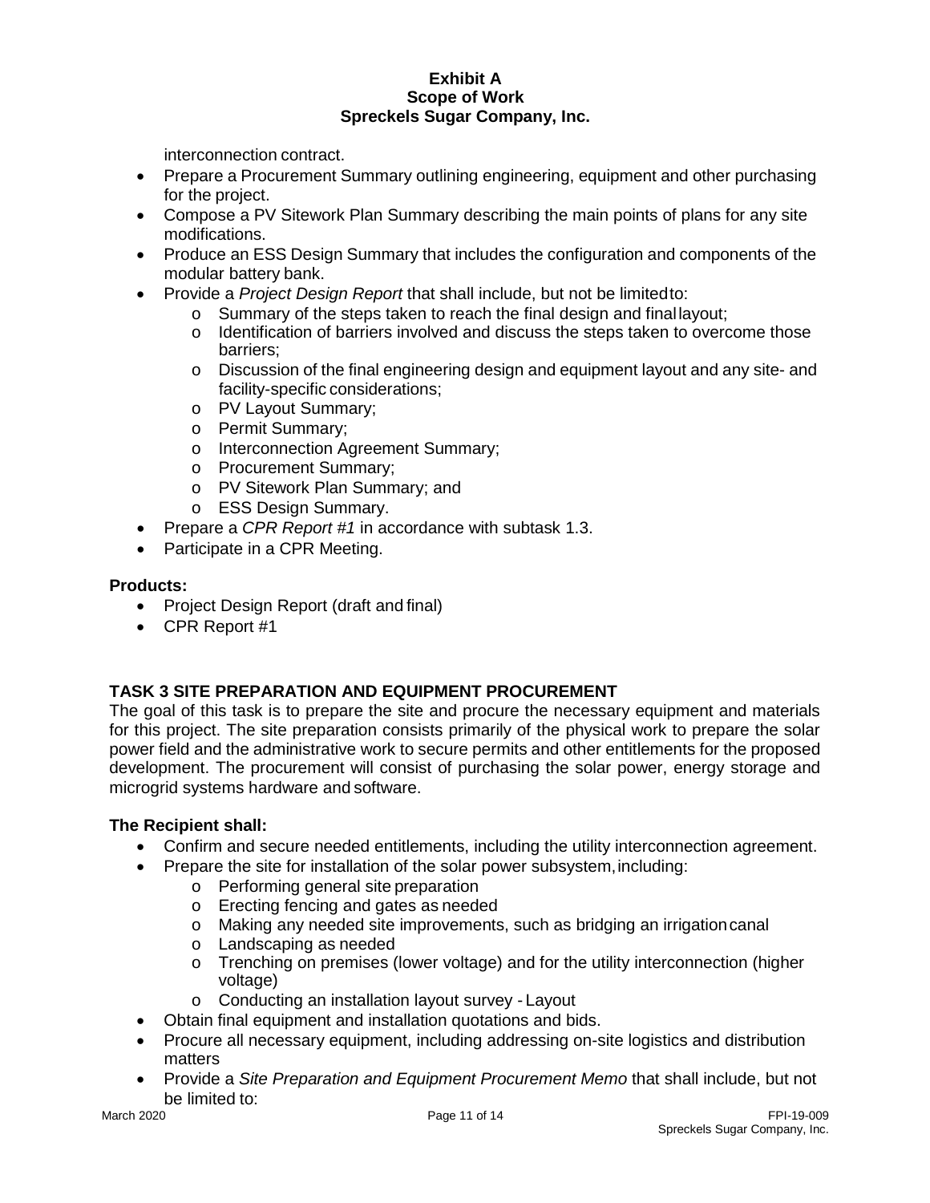interconnection contract.

- Prepare a Procurement Summary outlining engineering, equipment and other purchasing for the project.
- Compose a PV Sitework Plan Summary describing the main points of plans for any site modifications.
- Produce an ESS Design Summary that includes the configuration and components of the modular battery bank.
- Provide a *Project Design Report* that shall include, but not be limited to:
  - Summary of the steps taken to reach the final design and final layout;
  - Identification of barriers involved and discuss the steps taken to overcome those barriers;
  - Discussion of the final engineering design and equipment layout and any site- and facility-specific considerations;
  - PV Layout Summary;
  - Permit Summary;
  - Interconnection Agreement Summary;
  - Procurement Summary;
  - PV Sitework Plan Summary; and
  - ESS Design Summary.
- Prepare a *CPR Report #1* in accordance with subtask 1.3.
- Participate in a CPR Meeting.

**Products:**

- Project Design Report (draft and final)
- CPR Report #1

## TASK 3 SITE PREPARATION AND EQUIPMENT PROCUREMENT

The goal of this task is to prepare the site and procure the necessary equipment and materials for this project. The site preparation consists primarily of the physical work to prepare the solar power field and the administrative work to secure permits and other entitlements for the proposed development. The procurement will consist of purchasing the solar power, energy storage and microgrid systems hardware and software.

**The Recipient shall:**

- Confirm and secure needed entitlements, including the utility interconnection agreement.
- Prepare the site for installation of the solar power subsystem, including:
  - Performing general site preparation
  - Erecting fencing and gates as needed
  - Making any needed site improvements, such as bridging an irrigation canal
  - Landscaping as needed
  - Trenching on premises (lower voltage) and for the utility interconnection (higher voltage)
  - Conducting an installation layout survey - Layout
- Obtain final equipment and installation quotations and bids.
- Procure all necessary equipment, including addressing on-site logistics and distribution matters
- Provide a *Site Preparation and Equipment Procurement Memo* that shall include, but not be limited to: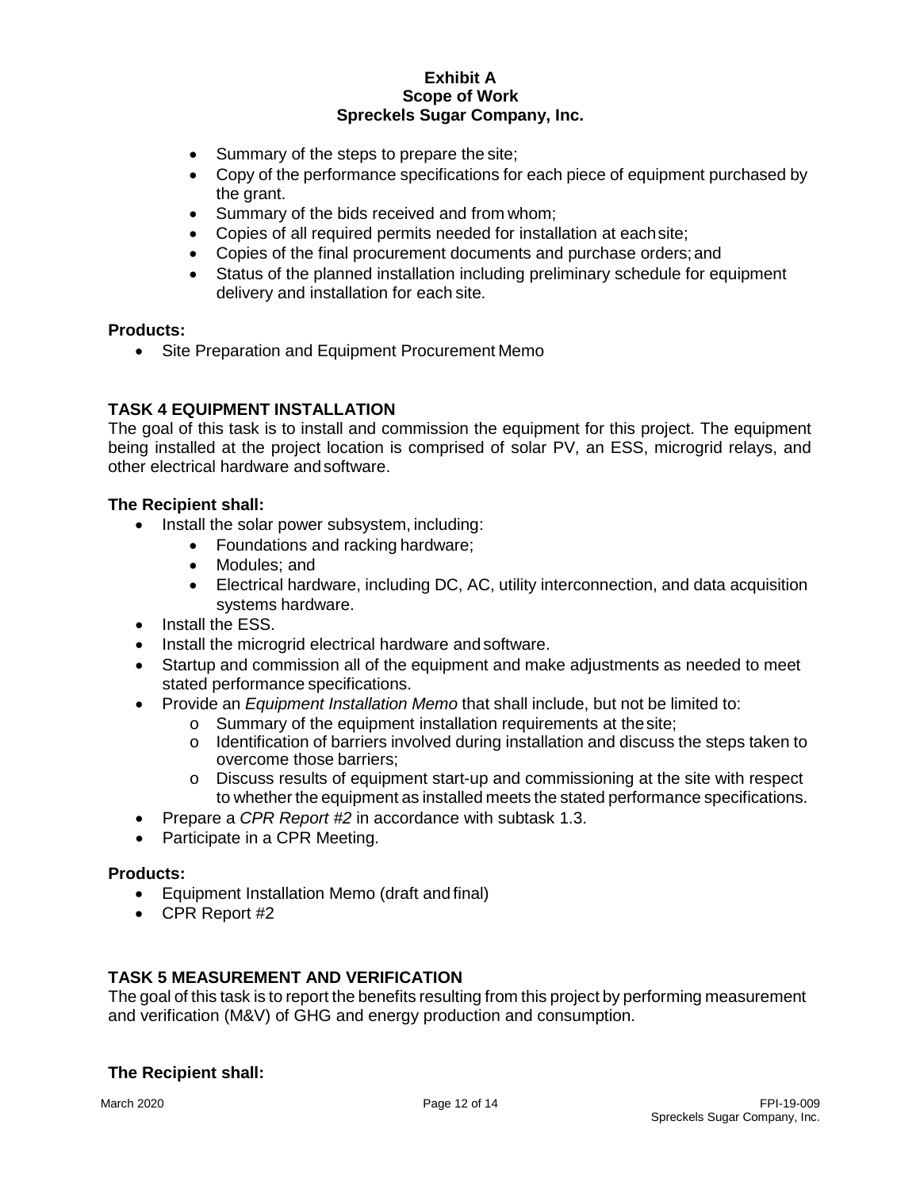- Summary of the steps to prepare the site;
- Copy of the performance specifications for each piece of equipment purchased by the grant.
- Summary of the bids received and from whom;
- Copies of all required permits needed for installation at each site;
- Copies of the final procurement documents and purchase orders; and
- Status of the planned installation including preliminary schedule for equipment delivery and installation for each site.

**Products:**

- Site Preparation and Equipment Procurement Memo

## TASK 4 EQUIPMENT INSTALLATION

The goal of this task is to install and commission the equipment for this project. The equipment being installed at the project location is comprised of solar PV, an ESS, microgrid relays, and other electrical hardware and software.

**The Recipient shall:**

- Install the solar power subsystem, including:
  - Foundations and racking hardware;
  - Modules; and
  - Electrical hardware, including DC, AC, utility interconnection, and data acquisition systems hardware.
- Install the ESS.
- Install the microgrid electrical hardware and software.
- Startup and commission all of the equipment and make adjustments as needed to meet stated performance specifications.
- Provide an *Equipment Installation Memo* that shall include, but not be limited to:
  - o Summary of the equipment installation requirements at the site;
  - o Identification of barriers involved during installation and discuss the steps taken to overcome those barriers;
  - o Discuss results of equipment start-up and commissioning at the site with respect to whether the equipment as installed meets the stated performance specifications.
- Prepare a *CPR Report #2* in accordance with subtask 1.3.
- Participate in a CPR Meeting.

**Products:**

- Equipment Installation Memo (draft and final)
- CPR Report #2

## TASK 5 MEASUREMENT AND VERIFICATION

The goal of this task is to report the benefits resulting from this project by performing measurement and verification (M&V) of GHG and energy production and consumption.

**The Recipient shall:**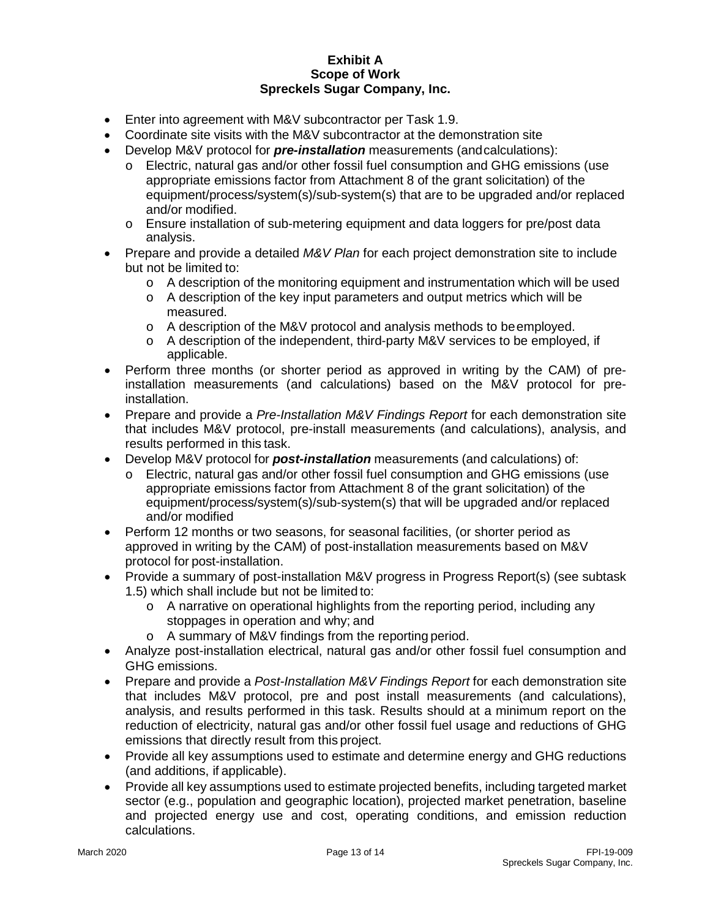- Enter into agreement with M&V subcontractor per Task 1.9.
- Coordinate site visits with the M&V subcontractor at the demonstration site
- Develop M&V protocol for ***pre-installation*** measurements (and calculations):
  - Electric, natural gas and/or other fossil fuel consumption and GHG emissions (use appropriate emissions factor from Attachment 8 of the grant solicitation) of the equipment/process/system(s)/sub-system(s) that are to be upgraded and/or replaced and/or modified.
  - Ensure installation of sub-metering equipment and data loggers for pre/post data analysis.
- Prepare and provide a detailed *M&V Plan* for each project demonstration site to include but not be limited to:
  - A description of the monitoring equipment and instrumentation which will be used
  - A description of the key input parameters and output metrics which will be measured.
  - A description of the M&V protocol and analysis methods to be employed.
  - A description of the independent, third-party M&V services to be employed, if applicable.
- Perform three months (or shorter period as approved in writing by the CAM) of pre-installation measurements (and calculations) based on the M&V protocol for pre-installation.
- Prepare and provide a *Pre-Installation M&V Findings Report* for each demonstration site that includes M&V protocol, pre-install measurements (and calculations), analysis, and results performed in this task.
- Develop M&V protocol for ***post-installation*** measurements (and calculations) of:
  - Electric, natural gas and/or other fossil fuel consumption and GHG emissions (use appropriate emissions factor from Attachment 8 of the grant solicitation) of the equipment/process/system(s)/sub-system(s) that will be upgraded and/or replaced and/or modified
- Perform 12 months or two seasons, for seasonal facilities, (or shorter period as approved in writing by the CAM) of post-installation measurements based on M&V protocol for post-installation.
- Provide a summary of post-installation M&V progress in Progress Report(s) (see subtask 1.5) which shall include but not be limited to:
  - A narrative on operational highlights from the reporting period, including any stoppages in operation and why; and
  - A summary of M&V findings from the reporting period.
- Analyze post-installation electrical, natural gas and/or other fossil fuel consumption and GHG emissions.
- Prepare and provide a *Post-Installation M&V Findings Report* for each demonstration site that includes M&V protocol, pre and post install measurements (and calculations), analysis, and results performed in this task. Results should at a minimum report on the reduction of electricity, natural gas and/or other fossil fuel usage and reductions of GHG emissions that directly result from this project.
- Provide all key assumptions used to estimate and determine energy and GHG reductions (and additions, if applicable).
- Provide all key assumptions used to estimate projected benefits, including targeted market sector (e.g., population and geographic location), projected market penetration, baseline and projected energy use and cost, operating conditions, and emission reduction calculations.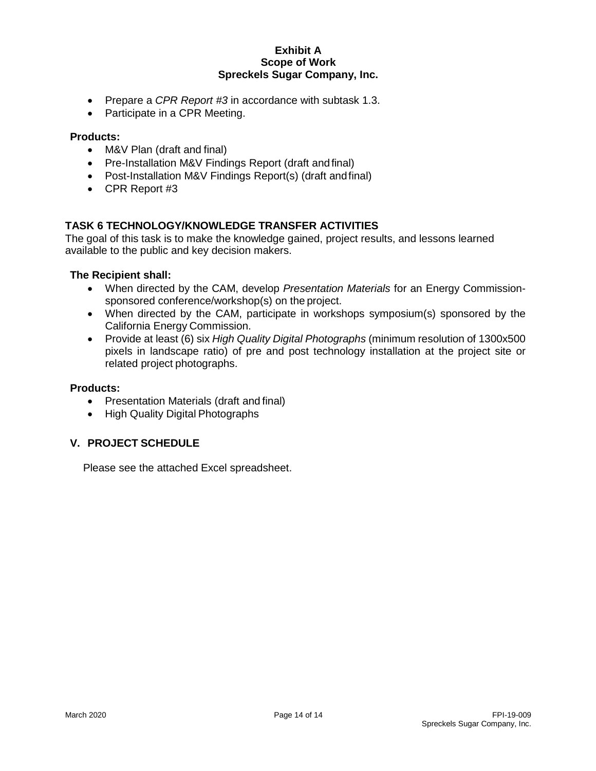- Prepare a *CPR Report #3* in accordance with subtask 1.3.
- Participate in a CPR Meeting.

**Products:**

- M&V Plan (draft and final)
- Pre-Installation M&V Findings Report (draft and final)
- Post-Installation M&V Findings Report(s) (draft and final)
- CPR Report #3

## TASK 6 TECHNOLOGY/KNOWLEDGE TRANSFER ACTIVITIES

The goal of this task is to make the knowledge gained, project results, and lessons learned available to the public and key decision makers.

**The Recipient shall:**

- When directed by the CAM, develop *Presentation Materials* for an Energy Commission-sponsored conference/workshop(s) on the project.
- When directed by the CAM, participate in workshops symposium(s) sponsored by the California Energy Commission.
- Provide at least (6) six *High Quality Digital Photographs* (minimum resolution of 1300x500 pixels in landscape ratio) of pre and post technology installation at the project site or related project photographs.

**Products:**

- Presentation Materials (draft and final)
- High Quality Digital Photographs

## V. PROJECT SCHEDULE

Please see the attached Excel spreadsheet.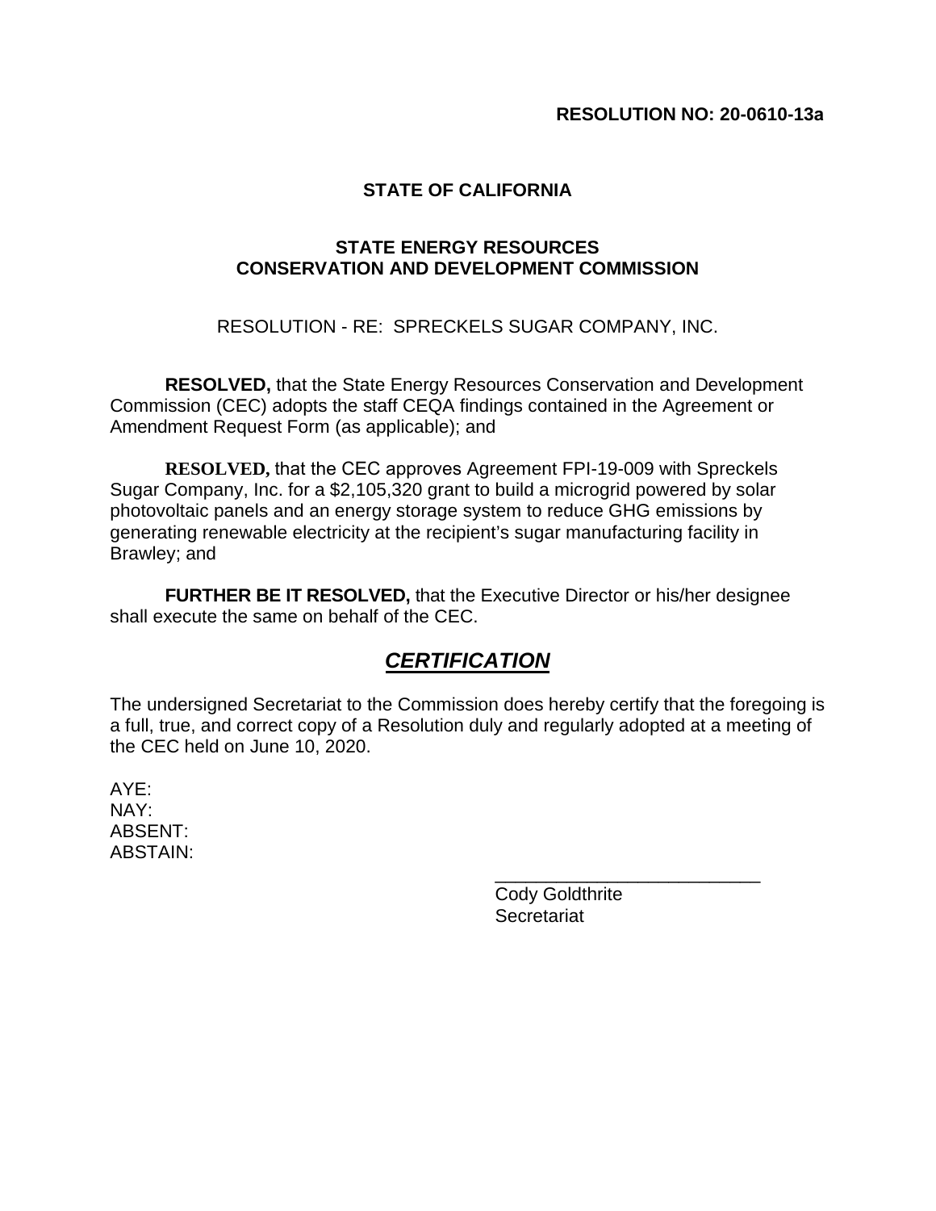**RESOLUTION NO: 20-0610-13a**

**STATE OF CALIFORNIA**

**STATE ENERGY RESOURCES CONSERVATION AND DEVELOPMENT COMMISSION**

RESOLUTION - RE: SPRECKELS SUGAR COMPANY, INC.

**RESOLVED,** that the State Energy Resources Conservation and Development Commission (CEC) adopts the staff CEQA findings contained in the Agreement or Amendment Request Form (as applicable); and

**RESOLVED,** that the CEC approves Agreement FPI-19-009 with Spreckels Sugar Company, Inc. for a $2,105,320 grant to build a microgrid powered by solar photovoltaic panels and an energy storage system to reduce GHG emissions by generating renewable electricity at the recipient's sugar manufacturing facility in Brawley; and

**FURTHER BE IT RESOLVED,** that the Executive Director or his/her designee shall execute the same on behalf of the CEC.

## ***CERTIFICATION***

The undersigned Secretariat to the Commission does hereby certify that the foregoing is a full, true, and correct copy of a Resolution duly and regularly adopted at a meeting of the CEC held on June 10, 2020.

AYE:
NAY:
ABSENT:
ABSTAIN:

___________________________
Cody Goldthrite
Secretariat